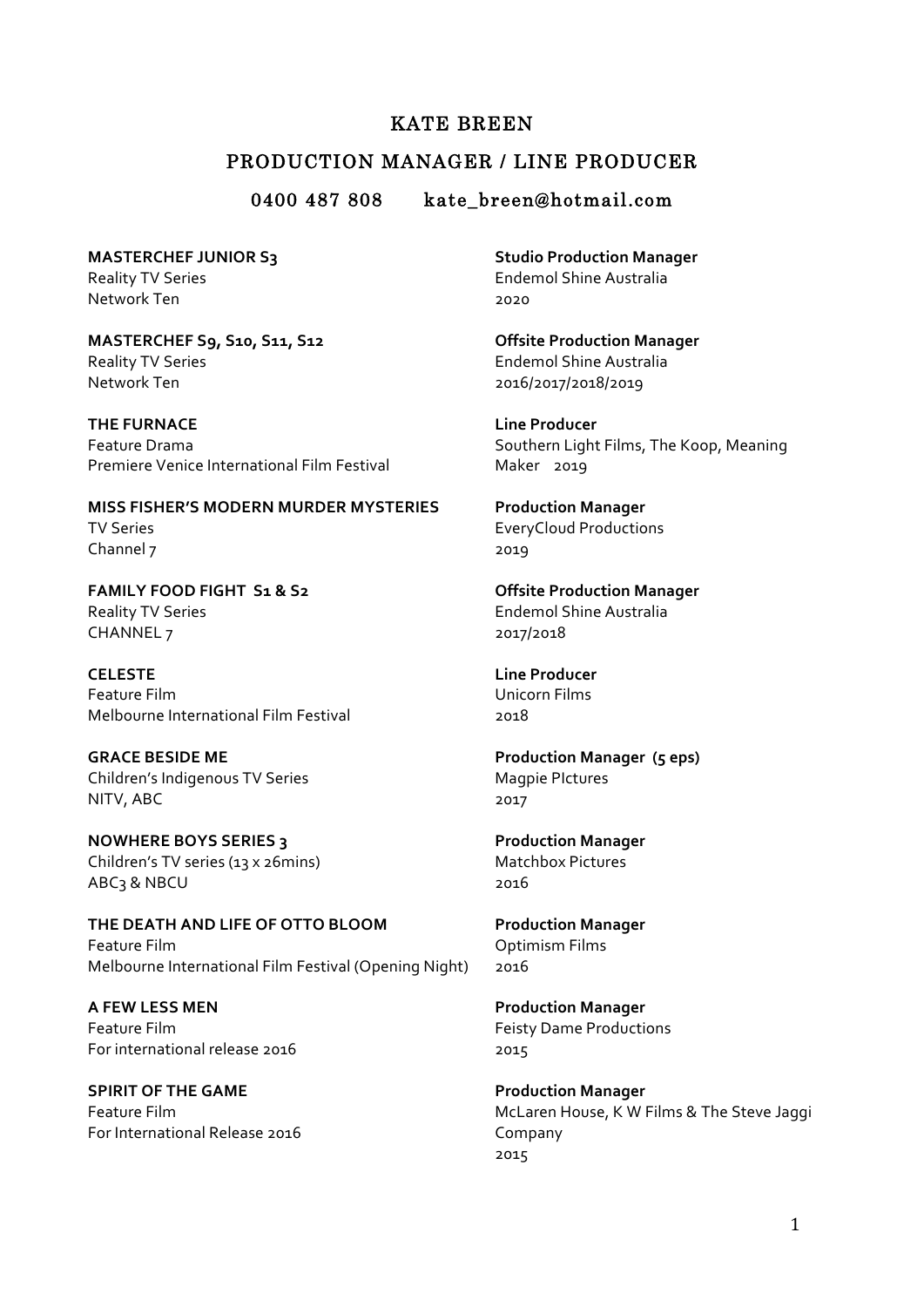# KATE BREEN

## PRODUCTION MANAGER / LINE PRODUCER

0400 487 808  kate_breen@hotmail.com

**MASTERCHEF JUNIOR S3**
Reality TV Series
Network Ten

**Studio Production Manager**
Endemol Shine Australia
2020

**MASTERCHEF S9, S10, S11, S12**
Reality TV Series
Network Ten

**Offsite Production Manager**
Endemol Shine Australia
2016/2017/2018/2019

**THE FURNACE**
Feature Drama
Premiere Venice International Film Festival

**Line Producer**
Southern Light Films, The Koop, Meaning Maker 2019

**MISS FISHER'S MODERN MURDER MYSTERIES**
TV Series
Channel 7

**Production Manager**
EveryCloud Productions
2019

**FAMILY FOOD FIGHT S1 & S2**
Reality TV Series
CHANNEL 7

**Offsite Production Manager**
Endemol Shine Australia
2017/2018

**CELESTE**
Feature Film
Melbourne International Film Festival

**Line Producer**
Unicorn Films
2018

**GRACE BESIDE ME**
Children's Indigenous TV Series
NITV, ABC

**Production Manager (5 eps)**
Magpie PIctures
2017

**NOWHERE BOYS SERIES 3**
Children's TV series (13 x 26mins)
ABC3 & NBCU

**Production Manager**
Matchbox Pictures
2016

**THE DEATH AND LIFE OF OTTO BLOOM**
Feature Film
Melbourne International Film Festival (Opening Night)

**Production Manager**
Optimism Films
2016

**A FEW LESS MEN**
Feature Film
For international release 2016

**Production Manager**
Feisty Dame Productions
2015

**SPIRIT OF THE GAME**
Feature Film
For International Release 2016

**Production Manager**
McLaren House, K W Films & The Steve Jaggi Company
2015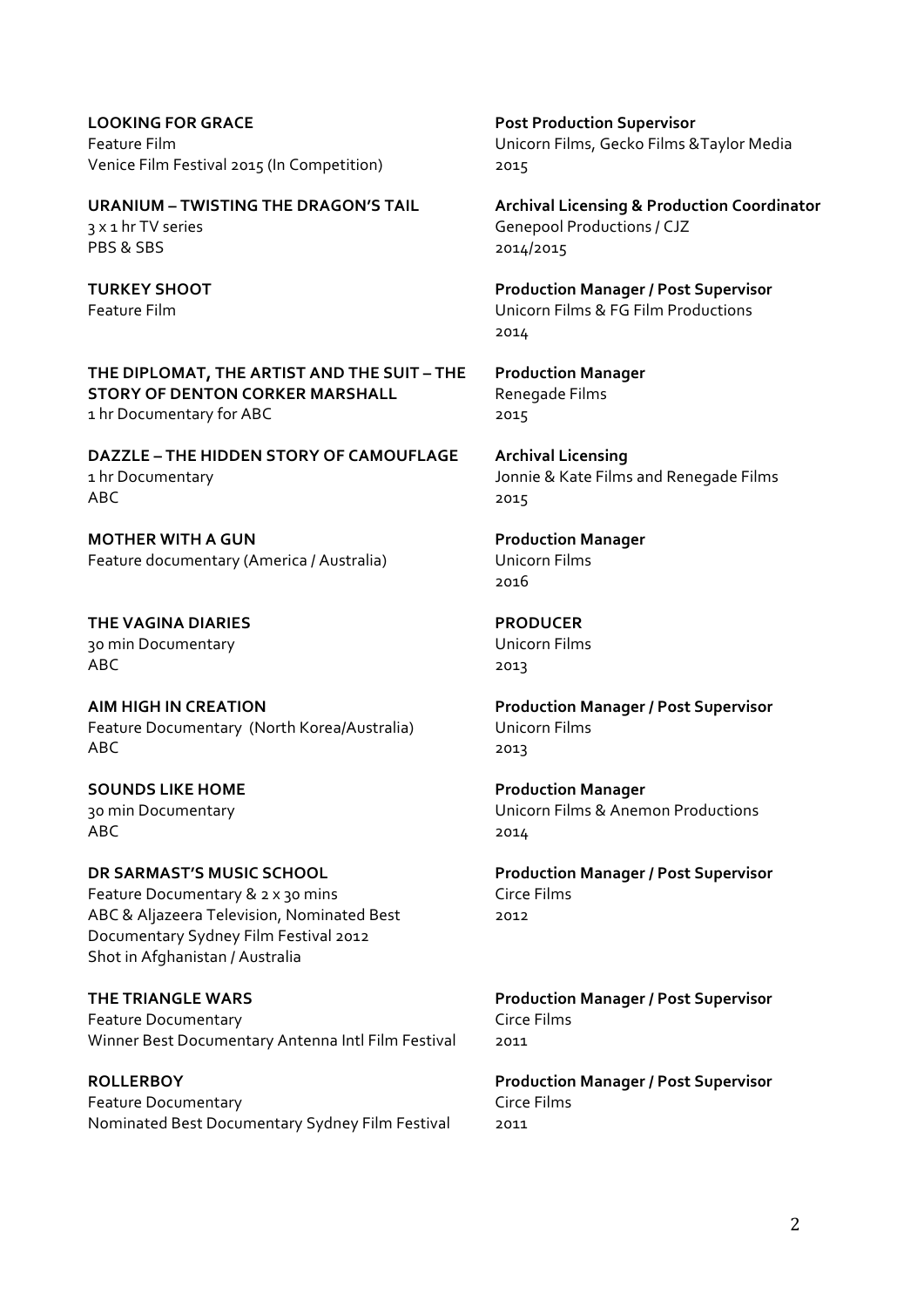**LOOKING FOR GRACE**
Feature Film
Venice Film Festival 2015 (In Competition)

**Post Production Supervisor**
Unicorn Films, Gecko Films &Taylor Media
2015

**URANIUM – TWISTING THE DRAGON'S TAIL**
3 x 1 hr TV series
PBS & SBS

**Archival Licensing & Production Coordinator**
Genepool Productions / CJZ
2014/2015

**TURKEY SHOOT**
Feature Film

**Production Manager / Post Supervisor**
Unicorn Films & FG Film Productions
2014

**THE DIPLOMAT, THE ARTIST AND THE SUIT – THE STORY OF DENTON CORKER MARSHALL**
1 hr Documentary for ABC

**Production Manager**
Renegade Films
2015

**DAZZLE – THE HIDDEN STORY OF CAMOUFLAGE**
1 hr Documentary
ABC

**Archival Licensing**
Jonnie & Kate Films and Renegade Films
2015

**MOTHER WITH A GUN**
Feature documentary (America / Australia)

**Production Manager**
Unicorn Films
2016

**THE VAGINA DIARIES**
30 min Documentary
ABC

**PRODUCER**
Unicorn Films
2013

**AIM HIGH IN CREATION**
Feature Documentary (North Korea/Australia)
ABC

**Production Manager / Post Supervisor**
Unicorn Films
2013

**SOUNDS LIKE HOME**
30 min Documentary
ABC

**Production Manager**
Unicorn Films & Anemon Productions
2014

**DR SARMAST'S MUSIC SCHOOL**
Feature Documentary & 2 x 30 mins
ABC & Aljazeera Television, Nominated Best Documentary Sydney Film Festival 2012
Shot in Afghanistan / Australia

**Production Manager / Post Supervisor**
Circe Films
2012

**THE TRIANGLE WARS**
Feature Documentary
Winner Best Documentary Antenna Intl Film Festival

**Production Manager / Post Supervisor**
Circe Films
2011

**ROLLERBOY**
Feature Documentary
Nominated Best Documentary Sydney Film Festival

**Production Manager / Post Supervisor**
Circe Films
2011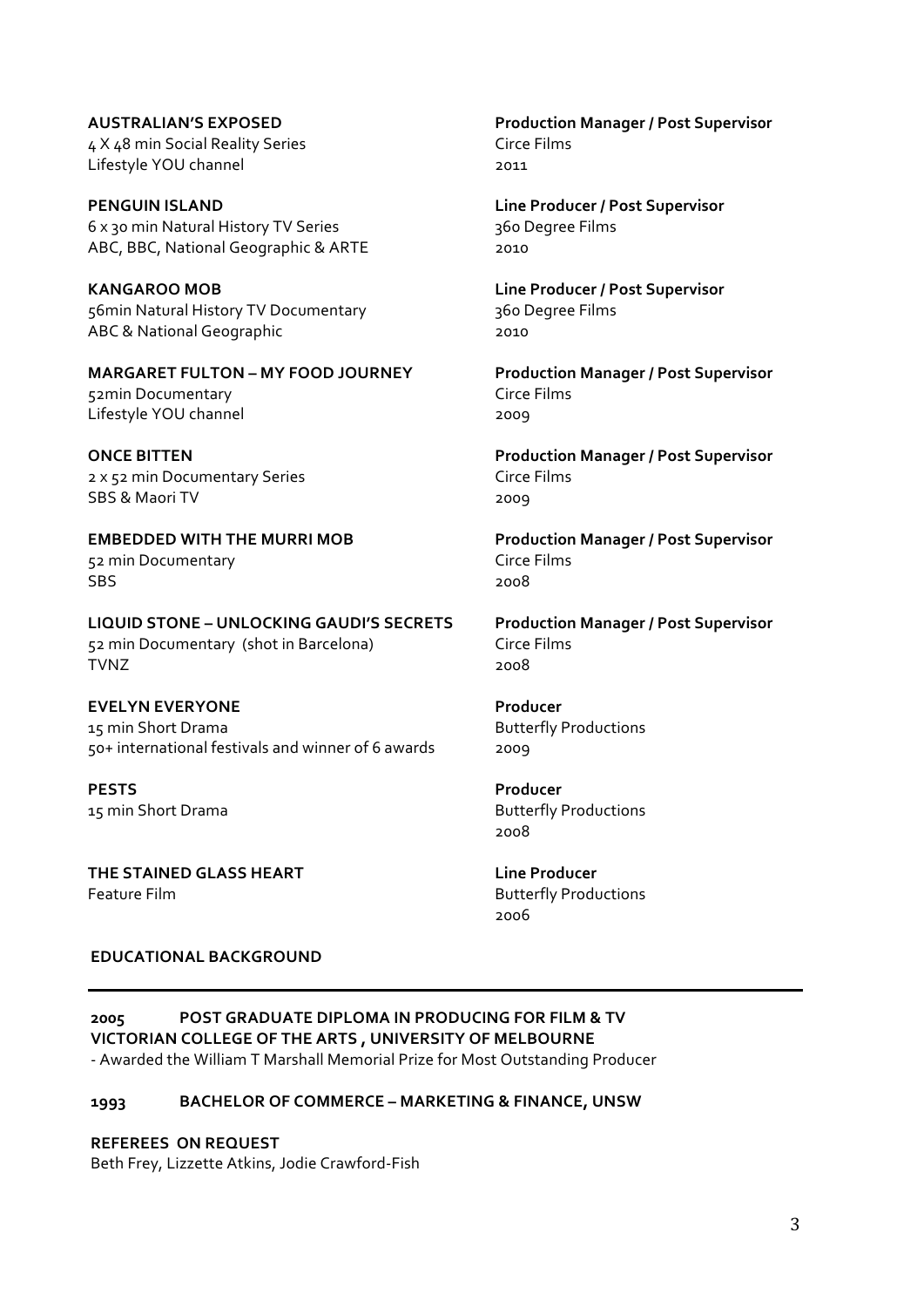**AUSTRALIAN'S EXPOSED**
4 X 48 min Social Reality Series
Lifestyle YOU channel

**Production Manager / Post Supervisor**
Circe Films
2011

**PENGUIN ISLAND**
6 x 30 min Natural History TV Series
ABC, BBC, National Geographic & ARTE

**Line Producer / Post Supervisor**
360 Degree Films
2010

**KANGAROO MOB**
56min Natural History TV Documentary
ABC & National Geographic

**Line Producer / Post Supervisor**
360 Degree Films
2010

**MARGARET FULTON – MY FOOD JOURNEY**
52min Documentary
Lifestyle YOU channel

**Production Manager / Post Supervisor**
Circe Films
2009

**ONCE BITTEN**
2 x 52 min Documentary Series
SBS & Maori TV

**Production Manager / Post Supervisor**
Circe Films
2009

**EMBEDDED WITH THE MURRI MOB**
52 min Documentary
SBS

**Production Manager / Post Supervisor**
Circe Films
2008

**LIQUID STONE – UNLOCKING GAUDI'S SECRETS**
52 min Documentary (shot in Barcelona)
TVNZ

**Production Manager / Post Supervisor**
Circe Films
2008

**EVELYN EVERYONE**
15 min Short Drama
50+ international festivals and winner of 6 awards

**Producer**
Butterfly Productions
2009

**PESTS**
15 min Short Drama

**Producer**
Butterfly Productions
2008

**THE STAINED GLASS HEART**
Feature Film

**Line Producer**
Butterfly Productions
2006

## EDUCATIONAL BACKGROUND

**2005 POST GRADUATE DIPLOMA IN PRODUCING FOR FILM & TV**
**VICTORIAN COLLEGE OF THE ARTS , UNIVERSITY OF MELBOURNE**
- Awarded the William T Marshall Memorial Prize for Most Outstanding Producer

**1993 BACHELOR OF COMMERCE – MARKETING & FINANCE, UNSW**

**REFEREES ON REQUEST**
Beth Frey, Lizzette Atkins, Jodie Crawford-Fish